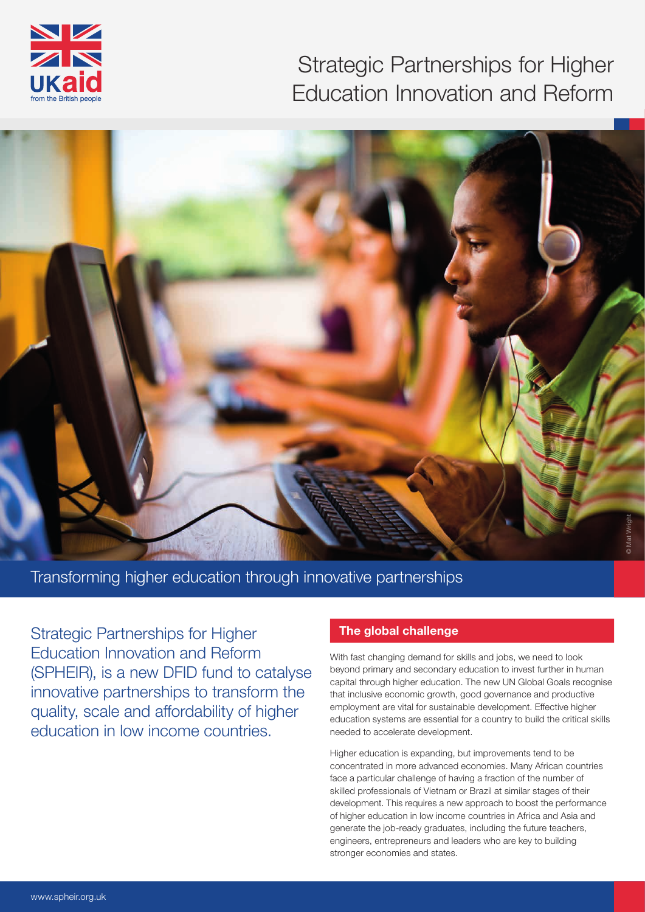# Strategic Partnerships for Higher Education Innovation and Reform

Transforming higher education through innovative partnerships

Strategic Partnerships for Higher Education Innovation and Reform (SPHEIR), is a new DFID fund to catalyse innovative partnerships to transform the quality, scale and affordability of higher education in low income countries.

## The global challenge

With fast changing demand for skills and jobs, we need to look beyond primary and secondary education to invest further in human capital through higher education. The new UN Global Goals recognise that inclusive economic growth, good governance and productive employment are vital for sustainable development. Effective higher education systems are essential for a country to build the critical skills needed to accelerate development.

Higher education is expanding, but improvements tend to be concentrated in more advanced economies. Many African countries face a particular challenge of having a fraction of the number of skilled professionals of Vietnam or Brazil at similar stages of their development. This requires a new approach to boost the performance of higher education in low income countries in Africa and Asia and generate the job-ready graduates, including the future teachers, engineers, entrepreneurs and leaders who are key to building stronger economies and states.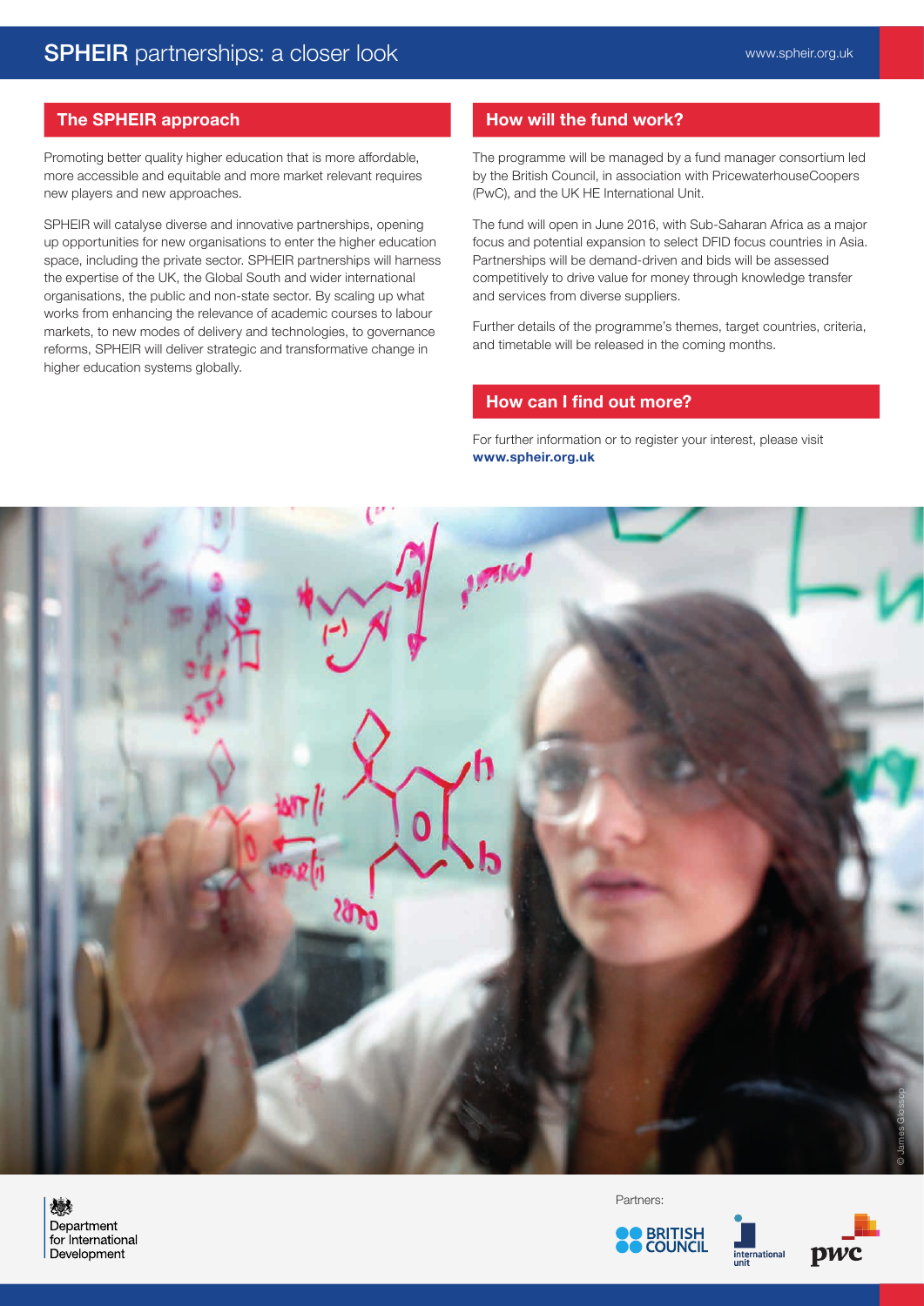## The SPHEIR approach

Promoting better quality higher education that is more affordable, more accessible and equitable and more market relevant requires new players and new approaches.

SPHEIR will catalyse diverse and innovative partnerships, opening up opportunities for new organisations to enter the higher education space, including the private sector. SPHEIR partnerships will harness the expertise of the UK, the Global South and wider international organisations, the public and non-state sector. By scaling up what works from enhancing the relevance of academic courses to labour markets, to new modes of delivery and technologies, to governance reforms, SPHEIR will deliver strategic and transformative change in higher education systems globally.

## How will the fund work?

The programme will be managed by a fund manager consortium led by the British Council, in association with PricewaterhouseCoopers (PwC), and the UK HE International Unit.

The fund will open in June 2016, with Sub-Saharan Africa as a major focus and potential expansion to select DFID focus countries in Asia. Partnerships will be demand-driven and bids will be assessed competitively to drive value for money through knowledge transfer and services from diverse suppliers.

Further details of the programme's themes, target countries, criteria, and timetable will be released in the coming months.

## How can I find out more?

For further information or to register your interest, please visit **www.spheir.org.uk**

© James Glossop

Department for International Development

Partners:

British Council

international unit

pwc